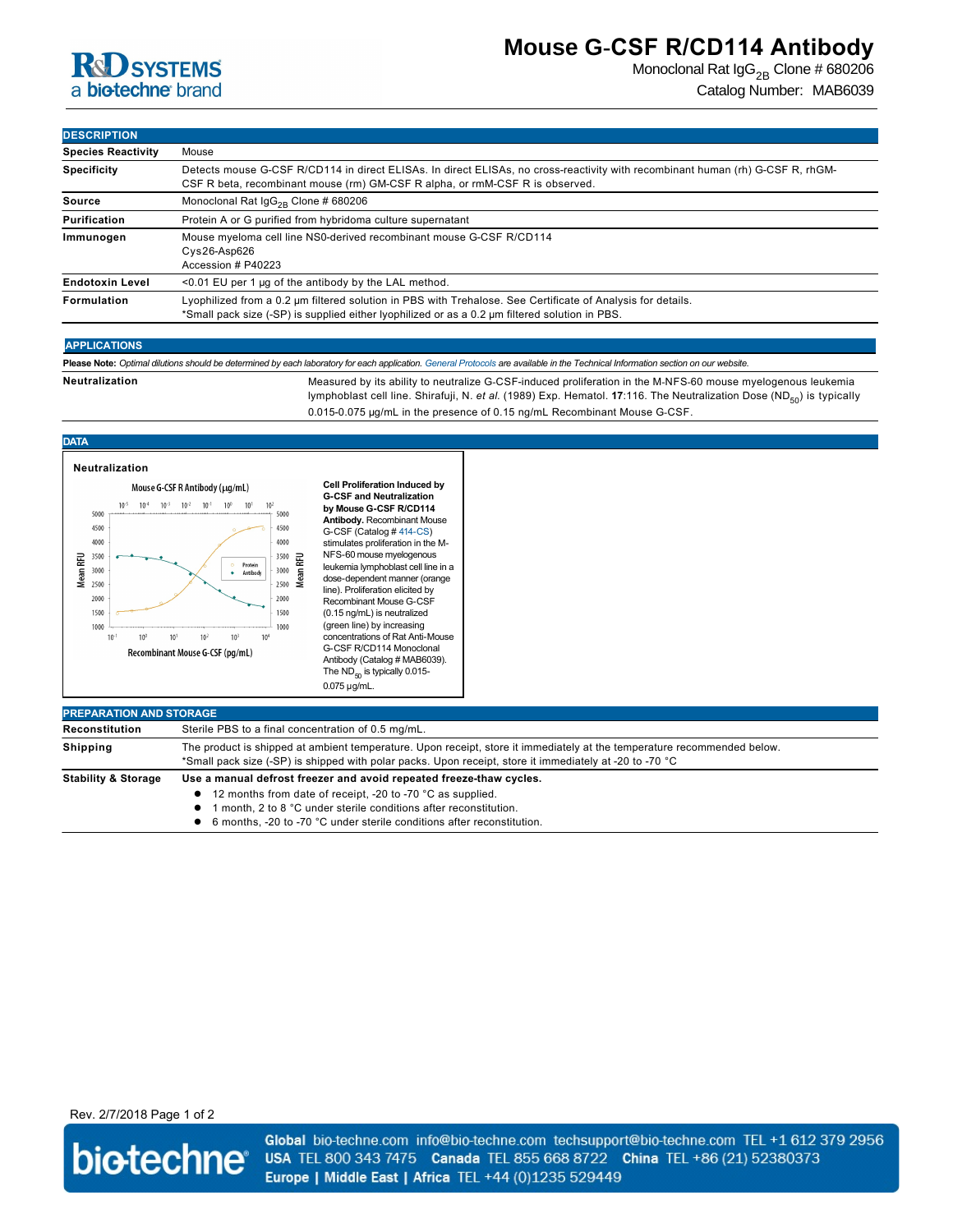# Mouse G-CSF R/CD114 Antibody

Monoclonal Rat $IgG_{2B}$ Clone # 680206

Catalog Number: MAB6039

## DESCRIPTION

| | |
|---|---|
| **Species Reactivity** | Mouse |
| **Specificity** | Detects mouse G-CSF R/CD114 in direct ELISAs. In direct ELISAs, no cross-reactivity with recombinant human (rh) G-CSF R, rhGM-CSF R beta, recombinant mouse (rm) GM-CSF R alpha, or rmM-CSF R is observed. |
| **Source** | Monoclonal Rat $IgG_{2B}$ Clone # 680206 |
| **Purification** | Protein A or G purified from hybridoma culture supernatant |
| **Immunogen** | Mouse myeloma cell line NS0-derived recombinant mouse G-CSF R/CD114<br>Cys26-Asp626<br>Accession # P40223 |
| **Endotoxin Level** | <0.01 EU per 1 μg of the antibody by the LAL method. |
| **Formulation** | Lyophilized from a 0.2 μm filtered solution in PBS with Trehalose. See Certificate of Analysis for details.<br>*Small pack size (-SP) is supplied either lyophilized or as a 0.2 μm filtered solution in PBS. |

## APPLICATIONS

**Please Note:** *Optimal dilutions should be determined by each laboratory for each application. General Protocols are available in the Technical Information section on our website.*

| | |
|---|---|
| **Neutralization** | Measured by its ability to neutralize G-CSF-induced proliferation in the M-NFS-60 mouse myelogenous leukemia lymphoblast cell line. Shirafuji, N. *et al.* (1989) Exp. Hematol. **17**:116. The Neutralization Dose ($ND_{50}$) is typically 0.015-0.075 µg/mL in the presence of 0.15 ng/mL Recombinant Mouse G-CSF. |

## DATA

**Neutralization**

**Cell Proliferation Induced by G-CSF and Neutralization by Mouse G-CSF R/CD114 Antibody.** Recombinant Mouse G-CSF (Catalog # 414-CS) stimulates proliferation in the M-NFS-60 mouse myelogenous leukemia lymphoblast cell line in a dose-dependent manner (orange line). Proliferation elicited by Recombinant Mouse G-CSF (0.15 ng/mL) is neutralized (green line) by increasing concentrations of Rat Anti-Mouse G-CSF R/CD114 Monoclonal Antibody (Catalog # MAB6039). The $ND_{50}$ is typically 0.015-0.075 µg/mL.

## PREPARATION AND STORAGE

| | |
|---|---|
| **Reconstitution** | Sterile PBS to a final concentration of 0.5 mg/mL. |
| **Shipping** | The product is shipped at ambient temperature. Upon receipt, store it immediately at the temperature recommended below.<br>*Small pack size (-SP) is shipped with polar packs. Upon receipt, store it immediately at -20 to -70 °C |
| **Stability & Storage** | **Use a manual defrost freezer and avoid repeated freeze-thaw cycles.**<br>● 12 months from date of receipt, -20 to -70 °C as supplied.<br>● 1 month, 2 to 8 °C under sterile conditions after reconstitution.<br>● 6 months, -20 to -70 °C under sterile conditions after reconstitution. |

Rev. 2/7/2018

**Global** bio-techne.com info@bio-techne.com techsupport@bio-techne.com TEL +1 612 379 2956
**USA** TEL 800 343 7475 **Canada** TEL 855 668 8722 **China** TEL +86 (21) 52380373
**Europe | Middle East | Africa** TEL +44 (0)1235 529449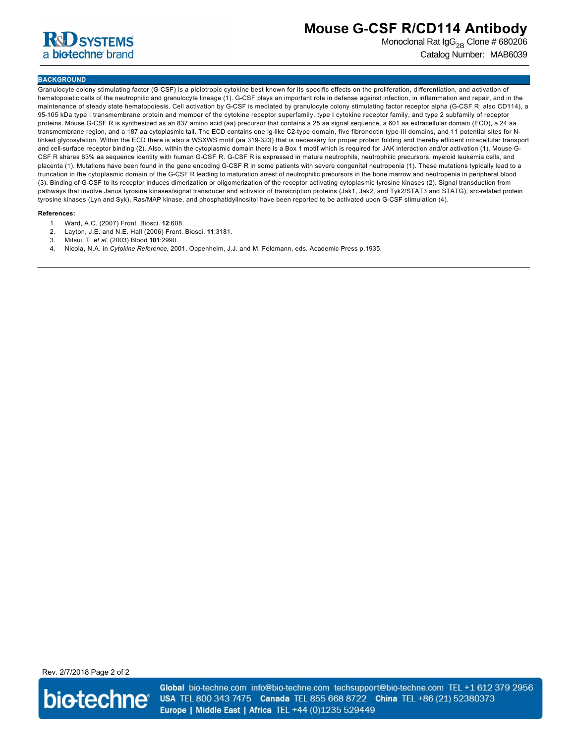# Mouse G-CSF R/CD114 Antibody

Monoclonal Rat $IgG_{2B}$ Clone # 680206

Catalog Number: MAB6039

## BACKGROUND

Granulocyte colony stimulating factor (G-CSF) is a pleiotropic cytokine best known for its specific effects on the proliferation, differentiation, and activation of hematopoietic cells of the neutrophilic and granulocyte lineage (1). G-CSF plays an important role in defense against infection, in inflammation and repair, and in the maintenance of steady state hematopoiesis. Cell activation by G-CSF is mediated by granulocyte colony stimulating factor receptor alpha (G-CSF R; also CD114), a 95-105 kDa type I transmembrane protein and member of the cytokine receptor superfamily, type I cytokine receptor family, and type 2 subfamily of receptor proteins. Mouse G-CSF R is synthesized as an 837 amino acid (aa) precursor that contains a 25 aa signal sequence, a 601 aa extracellular domain (ECD), a 24 aa transmembrane region, and a 187 aa cytoplasmic tail. The ECD contains one Ig-like C2-type domain, five fibronectin type-III domains, and 11 potential sites for N-linked glycosylation. Within the ECD there is also a WSXWS motif (aa 319-323) that is necessary for proper protein folding and thereby efficient intracellular transport and cell-surface receptor binding (2). Also, within the cytoplasmic domain there is a Box 1 motif which is required for JAK interaction and/or activation (1). Mouse G-CSF R shares 63% aa sequence identity with human G-CSF R. G-CSF R is expressed in mature neutrophils, neutrophilic precursors, myeloid leukemia cells, and placenta (1). Mutations have been found in the gene encoding G-CSF R in some patients with severe congenital neutropenia (1). These mutations typically lead to a truncation in the cytoplasmic domain of the G-CSF R leading to maturation arrest of neutrophilic precursors in the bone marrow and neutropenia in peripheral blood (3). Binding of G-CSF to its receptor induces dimerization or oligomerization of the receptor activating cytoplasmic tyrosine kinases (2). Signal transduction from pathways that involve Janus tyrosine kinases/signal transducer and activator of transcription proteins (Jak1, Jak2, and Tyk2/STAT3 and STATG), src-related protein tyrosine kinases (Lyn and Syk), Ras/MAP kinase, and phosphatidylinositol have been reported to be activated upon G-CSF stimulation (4).

**References:**

1. Ward, A.C. (2007) Front. Biosci. **12**:608.
2. Layton, J.E. and N.E. Hall (2006) Front. Biosci. **11**:3181.
3. Mitsui, T. *et al.* (2003) Blood **101**:2990.
4. Nicola, N.A. in *Cytokine Reference*, 2001, Oppenheim, J.J. and M. Feldmann, eds. Academic Press p.1935.

Rev. 2/7/2018

**Global** bio-techne.com info@bio-techne.com techsupport@bio-techne.com TEL +1 612 379 2956 **USA** TEL 800 343 7475 **Canada** TEL 855 668 8722 **China** TEL +86 (21) 52380373 **Europe | Middle East | Africa** TEL +44 (0)1235 529449